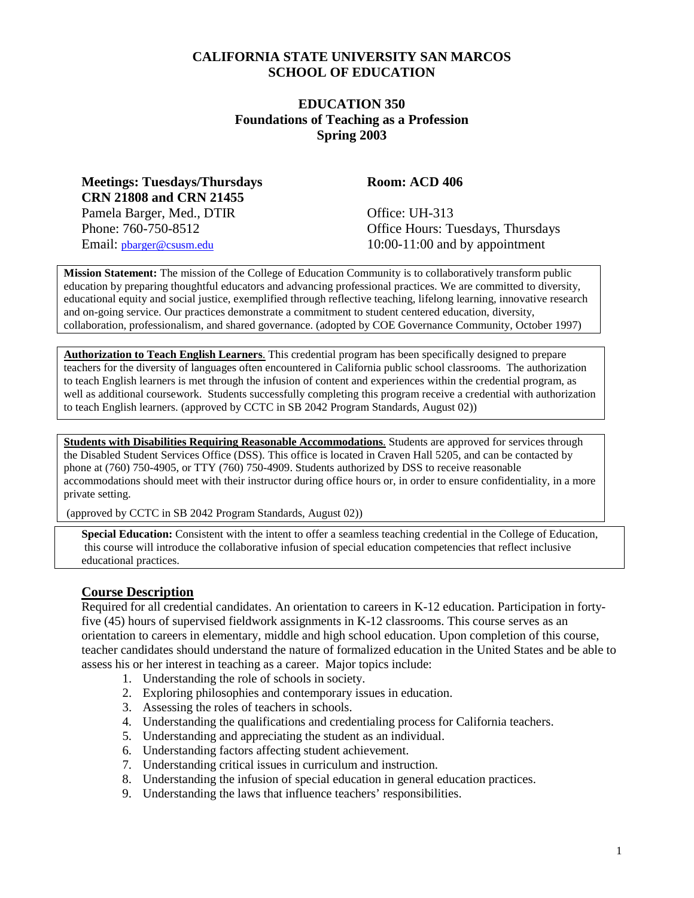# CALIFORNIA STATE UNIVERSITY SAN MARCOS
# SCHOOL OF EDUCATION

## EDUCATION 350
## Foundations of Teaching as a Profession
## Spring 2003

**Meetings: Tuesdays/Thursdays**
**CRN 21808 and CRN 21455**
Pamela Barger, Med., DTIR
Phone: 760-750-8512
Email: pbarger@csusm.edu

**Room: ACD 406**

Office: UH-313
Office Hours: Tuesdays, Thursdays
10:00-11:00 and by appointment

**Mission Statement:** The mission of the College of Education Community is to collaboratively transform public education by preparing thoughtful educators and advancing professional practices. We are committed to diversity, educational equity and social justice, exemplified through reflective teaching, lifelong learning, innovative research and on-going service. Our practices demonstrate a commitment to student centered education, diversity, collaboration, professionalism, and shared governance. (adopted by COE Governance Community, October 1997)

**Authorization to Teach English Learners**. This credential program has been specifically designed to prepare teachers for the diversity of languages often encountered in California public school classrooms. The authorization to teach English learners is met through the infusion of content and experiences within the credential program, as well as additional coursework. Students successfully completing this program receive a credential with authorization to teach English learners. (approved by CCTC in SB 2042 Program Standards, August 02))

**Students with Disabilities Requiring Reasonable Accommodations**. Students are approved for services through the Disabled Student Services Office (DSS). This office is located in Craven Hall 5205, and can be contacted by phone at (760) 750-4905, or TTY (760) 750-4909. Students authorized by DSS to receive reasonable accommodations should meet with their instructor during office hours or, in order to ensure confidentiality, in a more private setting.

(approved by CCTC in SB 2042 Program Standards, August 02))

**Special Education:** Consistent with the intent to offer a seamless teaching credential in the College of Education, this course will introduce the collaborative infusion of special education competencies that reflect inclusive educational practices.

## Course Description

Required for all credential candidates. An orientation to careers in K-12 education. Participation in forty-five (45) hours of supervised fieldwork assignments in K-12 classrooms. This course serves as an orientation to careers in elementary, middle and high school education. Upon completion of this course, teacher candidates should understand the nature of formalized education in the United States and be able to assess his or her interest in teaching as a career. Major topics include:

1. Understanding the role of schools in society.
2. Exploring philosophies and contemporary issues in education.
3. Assessing the roles of teachers in schools.
4. Understanding the qualifications and credentialing process for California teachers.
5. Understanding and appreciating the student as an individual.
6. Understanding factors affecting student achievement.
7. Understanding critical issues in curriculum and instruction.
8. Understanding the infusion of special education in general education practices.
9. Understanding the laws that influence teachers' responsibilities.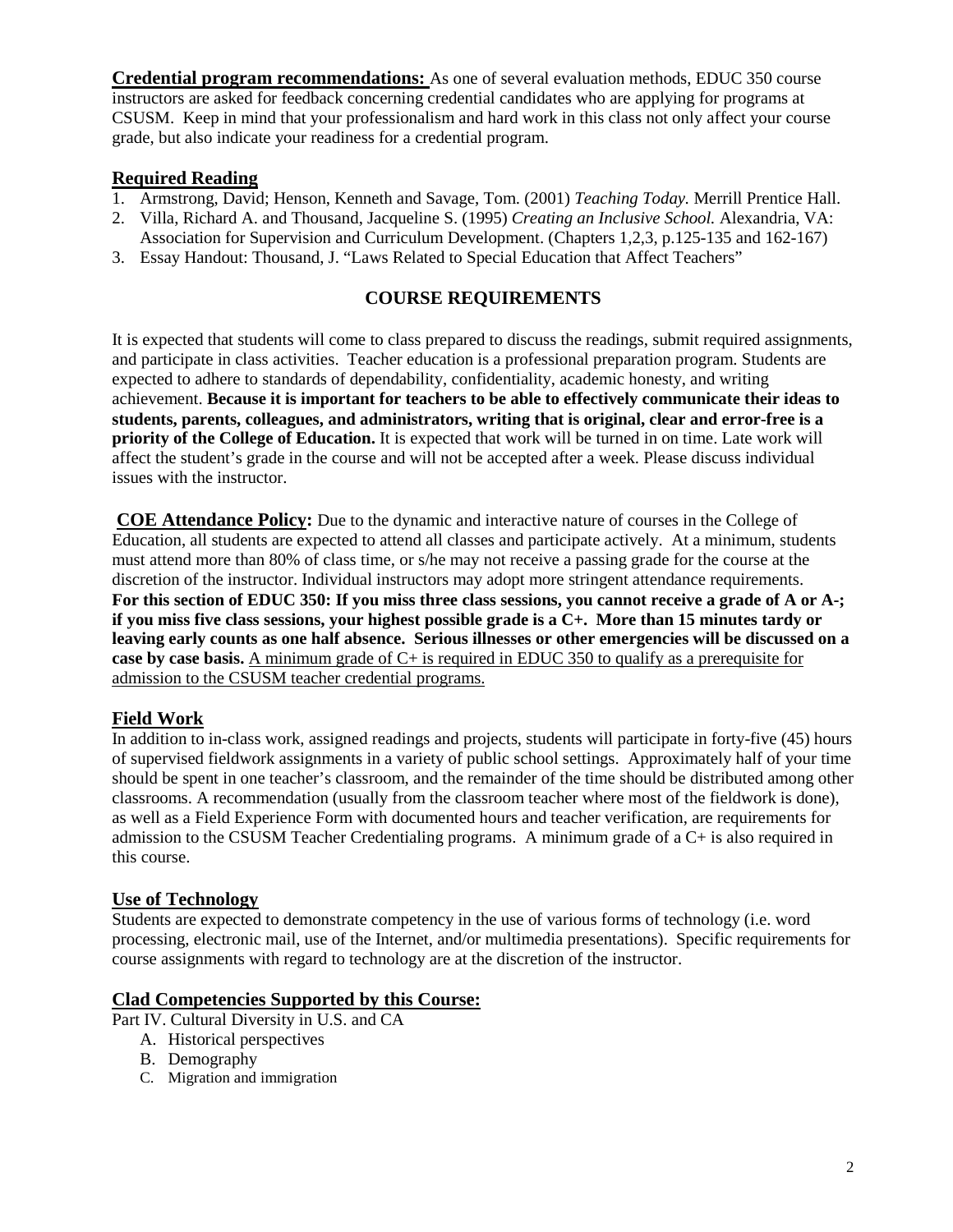**Credential program recommendations:** As one of several evaluation methods, EDUC 350 course instructors are asked for feedback concerning credential candidates who are applying for programs at CSUSM. Keep in mind that your professionalism and hard work in this class not only affect your course grade, but also indicate your readiness for a credential program.

## Required Reading

1. Armstrong, David; Henson, Kenneth and Savage, Tom. (2001) *Teaching Today.* Merrill Prentice Hall.
2. Villa, Richard A. and Thousand, Jacqueline S. (1995) *Creating an Inclusive School.* Alexandria, VA: Association for Supervision and Curriculum Development. (Chapters 1,2,3, p.125-135 and 162-167)
3. Essay Handout: Thousand, J. "Laws Related to Special Education that Affect Teachers"

## COURSE REQUIREMENTS

It is expected that students will come to class prepared to discuss the readings, submit required assignments, and participate in class activities. Teacher education is a professional preparation program. Students are expected to adhere to standards of dependability, confidentiality, academic honesty, and writing achievement. **Because it is important for teachers to be able to effectively communicate their ideas to students, parents, colleagues, and administrators, writing that is original, clear and error-free is a priority of the College of Education.** It is expected that work will be turned in on time. Late work will affect the student's grade in the course and will not be accepted after a week. Please discuss individual issues with the instructor.

**COE Attendance Policy:** Due to the dynamic and interactive nature of courses in the College of Education, all students are expected to attend all classes and participate actively. At a minimum, students must attend more than 80% of class time, or s/he may not receive a passing grade for the course at the discretion of the instructor. Individual instructors may adopt more stringent attendance requirements. **For this section of EDUC 350: If you miss three class sessions, you cannot receive a grade of A or A-; if you miss five class sessions, your highest possible grade is a C+. More than 15 minutes tardy or leaving early counts as one half absence. Serious illnesses or other emergencies will be discussed on a case by case basis.** A minimum grade of C+ is required in EDUC 350 to qualify as a prerequisite for admission to the CSUSM teacher credential programs.

## Field Work

In addition to in-class work, assigned readings and projects, students will participate in forty-five (45) hours of supervised fieldwork assignments in a variety of public school settings. Approximately half of your time should be spent in one teacher's classroom, and the remainder of the time should be distributed among other classrooms. A recommendation (usually from the classroom teacher where most of the fieldwork is done), as well as a Field Experience Form with documented hours and teacher verification, are requirements for admission to the CSUSM Teacher Credentialing programs. A minimum grade of a C+ is also required in this course.

## Use of Technology

Students are expected to demonstrate competency in the use of various forms of technology (i.e. word processing, electronic mail, use of the Internet, and/or multimedia presentations). Specific requirements for course assignments with regard to technology are at the discretion of the instructor.

## Clad Competencies Supported by this Course:

Part IV. Cultural Diversity in U.S. and CA

A. Historical perspectives
B. Demography
C. Migration and immigration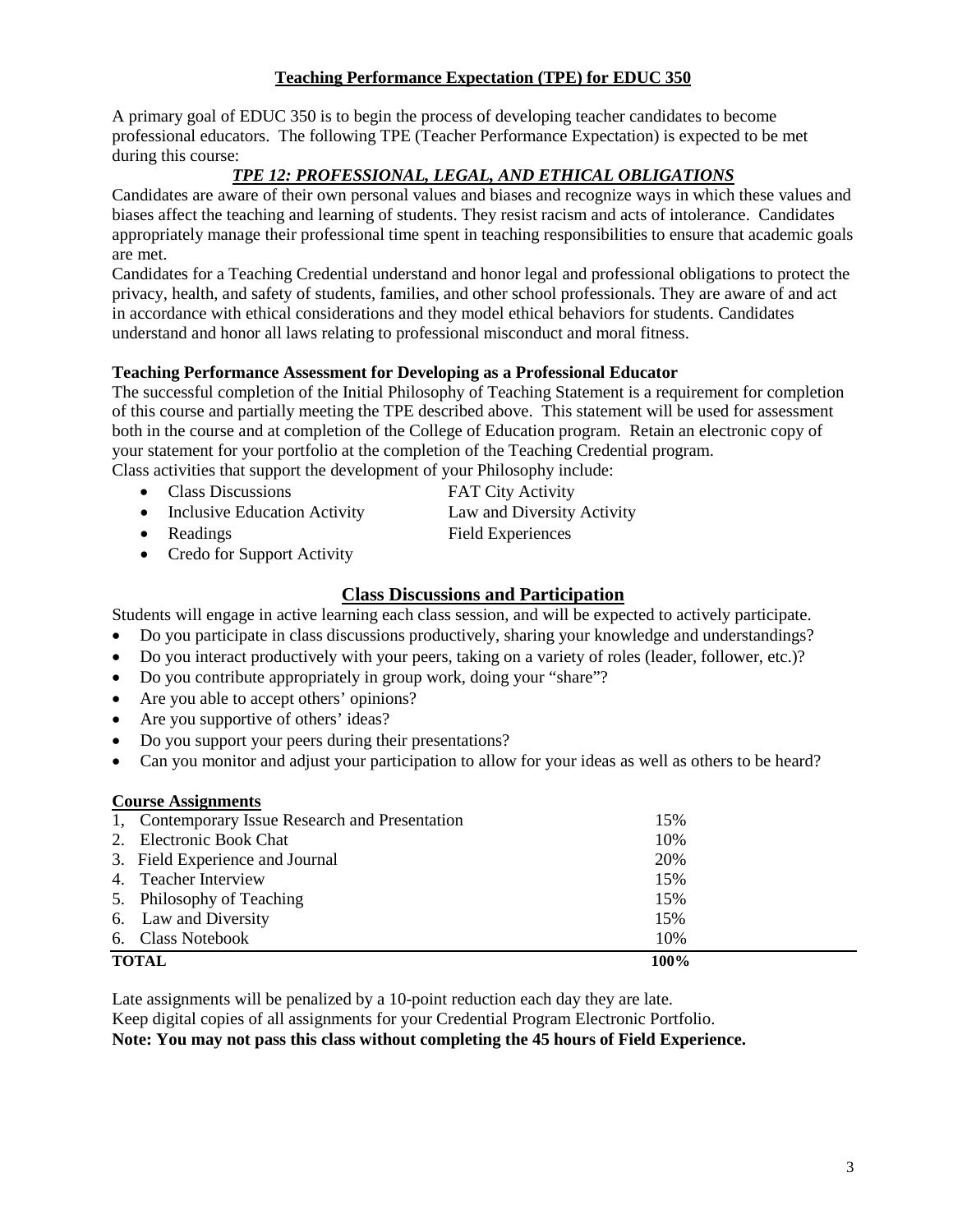## Teaching Performance Expectation (TPE) for EDUC 350

A primary goal of EDUC 350 is to begin the process of developing teacher candidates to become professional educators. The following TPE (Teacher Performance Expectation) is expected to be met during this course:

### *TPE 12: PROFESSIONAL, LEGAL, AND ETHICAL OBLIGATIONS*

Candidates are aware of their own personal values and biases and recognize ways in which these values and biases affect the teaching and learning of students. They resist racism and acts of intolerance. Candidates appropriately manage their professional time spent in teaching responsibilities to ensure that academic goals are met.

Candidates for a Teaching Credential understand and honor legal and professional obligations to protect the privacy, health, and safety of students, families, and other school professionals. They are aware of and act in accordance with ethical considerations and they model ethical behaviors for students. Candidates understand and honor all laws relating to professional misconduct and moral fitness.

**Teaching Performance Assessment for Developing as a Professional Educator**

The successful completion of the Initial Philosophy of Teaching Statement is a requirement for completion of this course and partially meeting the TPE described above. This statement will be used for assessment both in the course and at completion of the College of Education program. Retain an electronic copy of your statement for your portfolio at the completion of the Teaching Credential program.

Class activities that support the development of your Philosophy include:

- Class Discussions
- Inclusive Education Activity
- Readings
- Credo for Support Activity
- FAT City Activity
- Law and Diversity Activity
- Field Experiences

## Class Discussions and Participation

Students will engage in active learning each class session, and will be expected to actively participate.

- Do you participate in class discussions productively, sharing your knowledge and understandings?
- Do you interact productively with your peers, taking on a variety of roles (leader, follower, etc.)?
- Do you contribute appropriately in group work, doing your "share"?
- Are you able to accept others' opinions?
- Are you supportive of others' ideas?
- Do you support your peers during their presentations?
- Can you monitor and adjust your participation to allow for your ideas as well as others to be heard?

**Course Assignments**

| | |
|---|---|
| 1, Contemporary Issue Research and Presentation | 15% |
| 2. Electronic Book Chat | 10% |
| 3. Field Experience and Journal | 20% |
| 4. Teacher Interview | 15% |
| 5. Philosophy of Teaching | 15% |
| 6. Law and Diversity | 15% |
| 6. Class Notebook | 10% |
| **TOTAL** | **100%** |

Late assignments will be penalized by a 10-point reduction each day they are late.

Keep digital copies of all assignments for your Credential Program Electronic Portfolio.

**Note: You may not pass this class without completing the 45 hours of Field Experience.**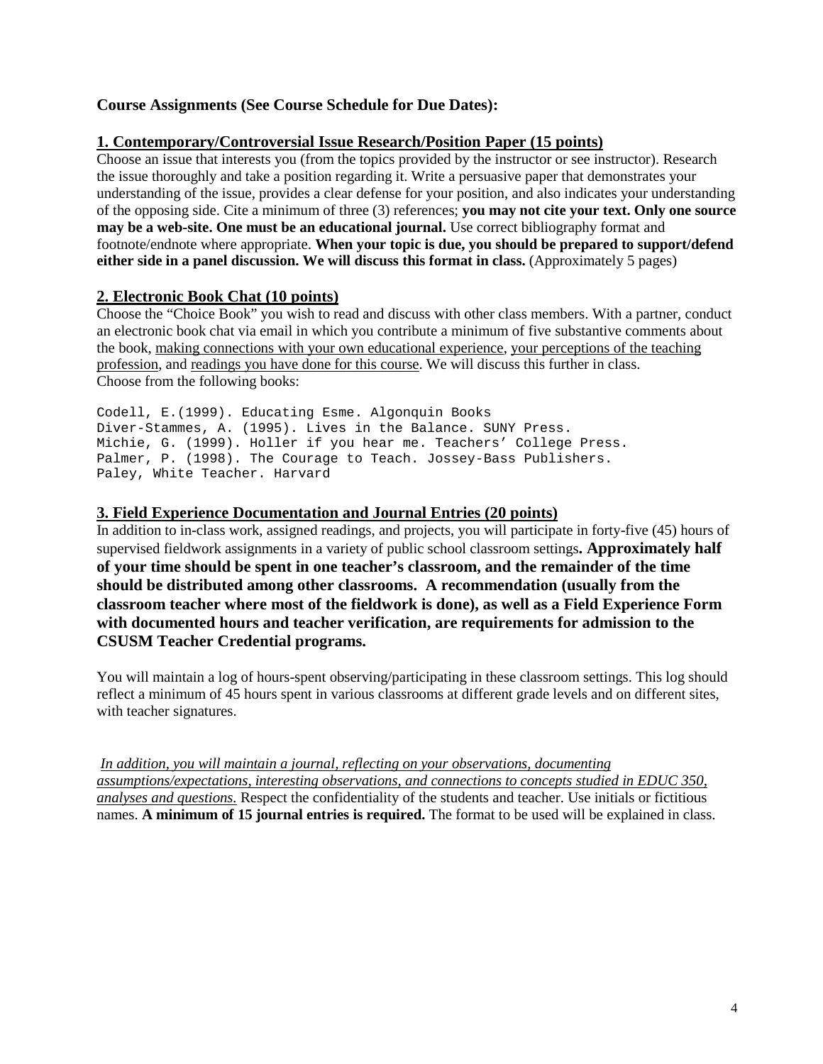**Course Assignments (See Course Schedule for Due Dates):**

**<u>1. Contemporary/Controversial Issue Research/Position Paper (15 points)</u>**

Choose an issue that interests you (from the topics provided by the instructor or see instructor). Research the issue thoroughly and take a position regarding it. Write a persuasive paper that demonstrates your understanding of the issue, provides a clear defense for your position, and also indicates your understanding of the opposing side. Cite a minimum of three (3) references; **you may not cite your text. Only one source may be a web-site. One must be an educational journal.** Use correct bibliography format and footnote/endnote where appropriate. **When your topic is due, you should be prepared to support/defend either side in a panel discussion. We will discuss this format in class.** (Approximately 5 pages)

**<u>2. Electronic Book Chat (10 points)</u>**

Choose the "Choice Book" you wish to read and discuss with other class members. With a partner, conduct an electronic book chat via email in which you contribute a minimum of five substantive comments about the book, <u>making connections with your own educational experience</u>, <u>your perceptions of the teaching profession</u>, and <u>readings you have done for this course</u>. We will discuss this further in class. Choose from the following books:

```
Codell, E.(1999). Educating Esme. Algonquin Books
Diver-Stammes, A. (1995). Lives in the Balance. SUNY Press.
Michie, G. (1999). Holler if you hear me. Teachers' College Press.
Palmer, P. (1998). The Courage to Teach. Jossey-Bass Publishers.
Paley, White Teacher. Harvard
```

**<u>3. Field Experience Documentation and Journal Entries (20 points)</u>**

In addition to in-class work, assigned readings, and projects, you will participate in forty-five (45) hours of supervised fieldwork assignments in a variety of public school classroom settings**. Approximately half of your time should be spent in one teacher's classroom, and the remainder of the time should be distributed among other classrooms. A recommendation (usually from the classroom teacher where most of the fieldwork is done), as well as a Field Experience Form with documented hours and teacher verification, are requirements for admission to the CSUSM Teacher Credential programs.**

You will maintain a log of hours-spent observing/participating in these classroom settings. This log should reflect a minimum of 45 hours spent in various classrooms at different grade levels and on different sites, with teacher signatures.

*<u>In addition, you will maintain a journal, reflecting on your observations, documenting assumptions/expectations, interesting observations, and connections to concepts studied in EDUC 350, analyses and questions.</u>* Respect the confidentiality of the students and teacher. Use initials or fictitious names. **A minimum of 15 journal entries is required.** The format to be used will be explained in class.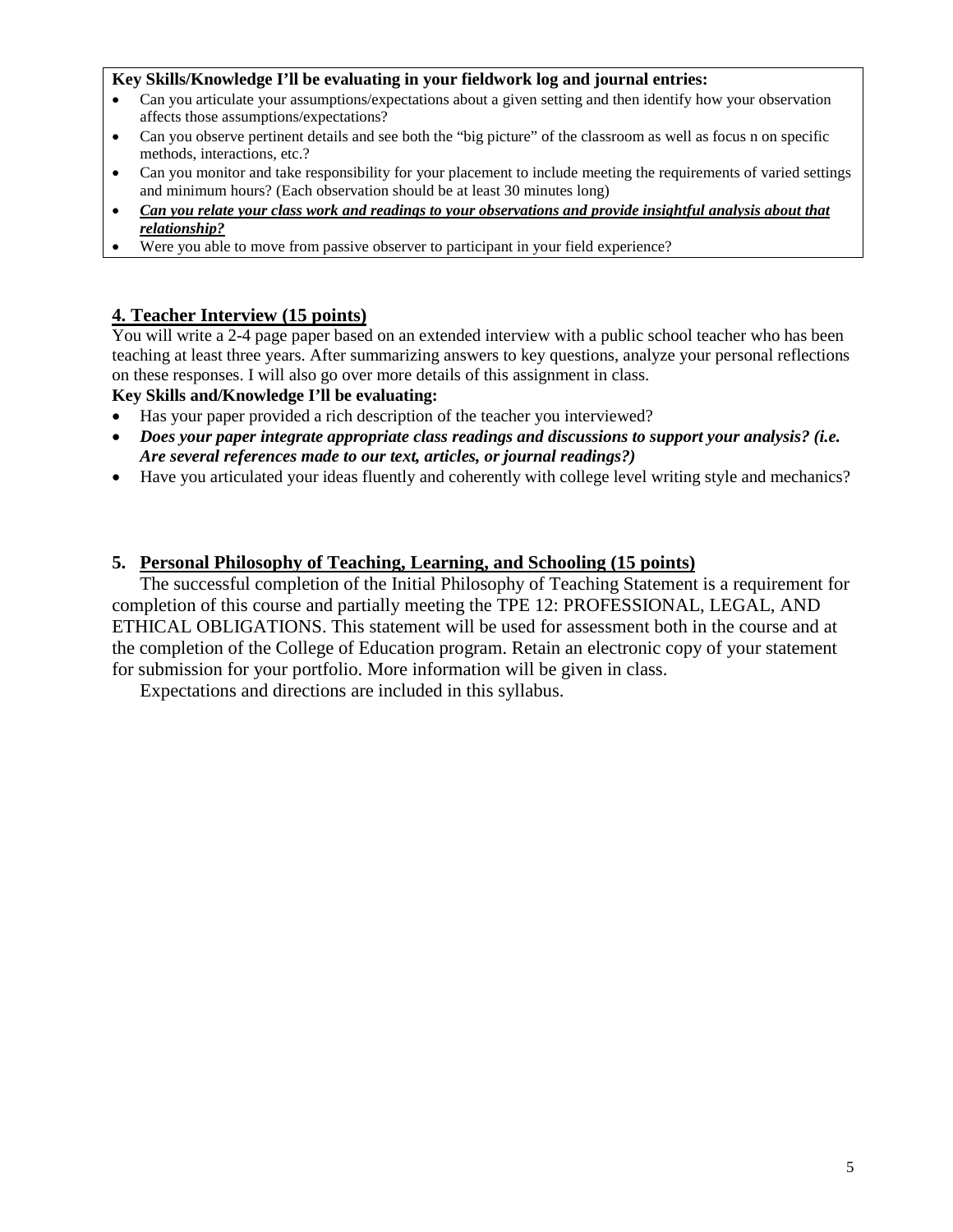**Key Skills/Knowledge I'll be evaluating in your fieldwork log and journal entries:**

- Can you articulate your assumptions/expectations about a given setting and then identify how your observation affects those assumptions/expectations?
- Can you observe pertinent details and see both the "big picture" of the classroom as well as focus n on specific methods, interactions, etc.?
- Can you monitor and take responsibility for your placement to include meeting the requirements of varied settings and minimum hours? (Each observation should be at least 30 minutes long)
- ***<u>Can you relate your class work and readings to your observations and provide insightful analysis about that relationship?</u>***
- Were you able to move from passive observer to participant in your field experience?

## <u>4. Teacher Interview (15 points)</u>

You will write a 2-4 page paper based on an extended interview with a public school teacher who has been teaching at least three years. After summarizing answers to key questions, analyze your personal reflections on these responses. I will also go over more details of this assignment in class.

**Key Skills and/Knowledge I'll be evaluating:**

- Has your paper provided a rich description of the teacher you interviewed?
- ***Does your paper integrate appropriate class readings and discussions to support your analysis? (i.e. Are several references made to our text, articles, or journal readings?)***
- Have you articulated your ideas fluently and coherently with college level writing style and mechanics?

## 5. <u>Personal Philosophy of Teaching, Learning, and Schooling (15 points)</u>

The successful completion of the Initial Philosophy of Teaching Statement is a requirement for completion of this course and partially meeting the TPE 12: PROFESSIONAL, LEGAL, AND ETHICAL OBLIGATIONS. This statement will be used for assessment both in the course and at the completion of the College of Education program. Retain an electronic copy of your statement for submission for your portfolio. More information will be given in class.

Expectations and directions are included in this syllabus.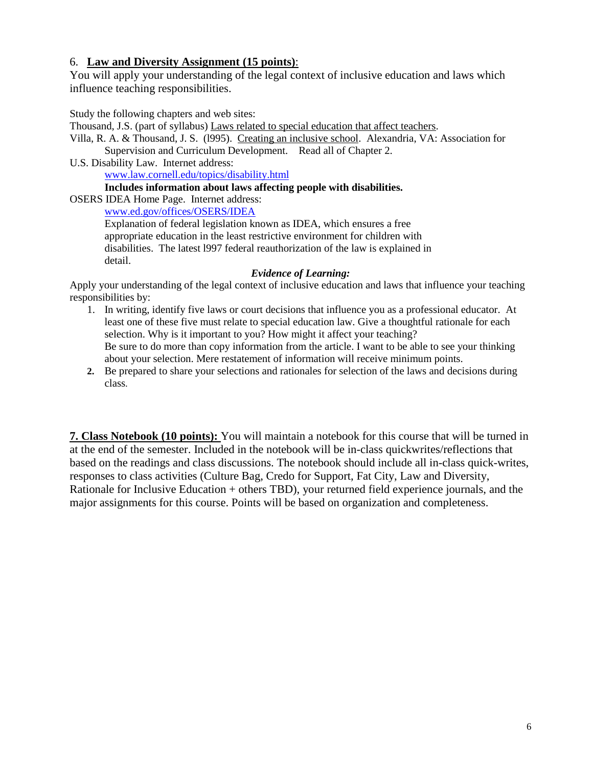6. **<u>Law and Diversity Assignment (15 points)</u>**:
You will apply your understanding of the legal context of inclusive education and laws which influence teaching responsibilities.

Study the following chapters and web sites:

Thousand, J.S. (part of syllabus) <u>Laws related to special education that affect teachers</u>.

Villa, R. A. & Thousand, J. S. (l995). <u>Creating an inclusive school</u>. Alexandria, VA: Association for Supervision and Curriculum Development. Read all of Chapter 2.

U.S. Disability Law. Internet address:
www.law.cornell.edu/topics/disability.html
**Includes information about laws affecting people with disabilities.**

OSERS IDEA Home Page. Internet address:
www.ed.gov/offices/OSERS/IDEA
Explanation of federal legislation known as IDEA, which ensures a free appropriate education in the least restrictive environment for children with disabilities. The latest l997 federal reauthorization of the law is explained in detail.

***Evidence of Learning:***

Apply your understanding of the legal context of inclusive education and laws that influence your teaching responsibilities by:

1. In writing, identify five laws or court decisions that influence you as a professional educator. At least one of these five must relate to special education law. Give a thoughtful rationale for each selection. Why is it important to you? How might it affect your teaching?
   Be sure to do more than copy information from the article. I want to be able to see your thinking about your selection. Mere restatement of information will receive minimum points.
2. Be prepared to share your selections and rationales for selection of the laws and decisions during class.

**<u>7. Class Notebook (10 points):</u>** You will maintain a notebook for this course that will be turned in at the end of the semester. Included in the notebook will be in-class quickwrites/reflections that based on the readings and class discussions. The notebook should include all in-class quick-writes, responses to class activities (Culture Bag, Credo for Support, Fat City, Law and Diversity, Rationale for Inclusive Education + others TBD), your returned field experience journals, and the major assignments for this course. Points will be based on organization and completeness.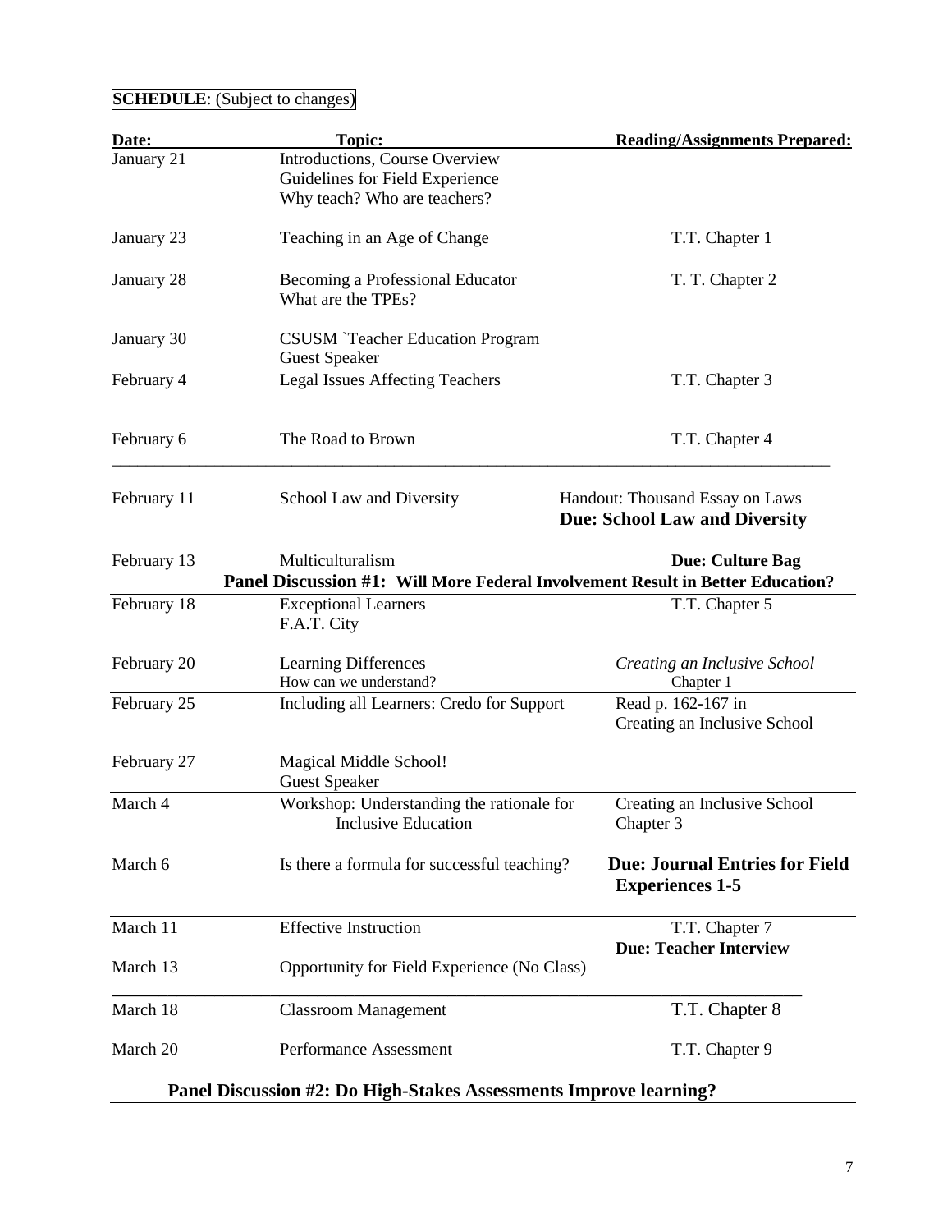**SCHEDULE**: (Subject to changes)

| Date: | Topic: | Reading/Assignments Prepared: |
|---|---|---|
| January 21 | Introductions, Course Overview<br>Guidelines for Field Experience<br>Why teach? Who are teachers? | |
| January 23 | Teaching in an Age of Change | T.T. Chapter 1 |
| January 28 | Becoming a Professional Educator<br>What are the TPEs? | T. T. Chapter 2 |
| January 30 | CSUSM `Teacher Education Program<br>Guest Speaker | |
| February 4 | Legal Issues Affecting Teachers | T.T. Chapter 3 |
| February 6 | The Road to Brown | T.T. Chapter 4 |
| February 11 | School Law and Diversity | Handout: Thousand Essay on Laws<br>**Due: School Law and Diversity** |
| February 13 | Multiculturalism | **Due: Culture Bag** |
| **Panel Discussion #1: Will More Federal Involvement Result in Better Education?** | | |
| February 18 | Exceptional Learners<br>F.A.T. City | T.T. Chapter 5 |
| February 20 | Learning Differences<br>How can we understand? | *Creating an Inclusive School*<br>Chapter 1 |
| February 25 | Including all Learners: Credo for Support | Read p. 162-167 in<br>Creating an Inclusive School |
| February 27 | Magical Middle School!<br>Guest Speaker | |
| March 4 | Workshop: Understanding the rationale for Inclusive Education | Creating an Inclusive School<br>Chapter 3 |
| March 6 | Is there a formula for successful teaching? | **Due: Journal Entries for Field Experiences 1-5** |
| March 11 | Effective Instruction | T.T. Chapter 7<br>**Due: Teacher Interview** |
| March 13 | Opportunity for Field Experience (No Class) | |
| March 18 | Classroom Management | T.T. Chapter 8 |
| March 20 | Performance Assessment | T.T. Chapter 9 |

**Panel Discussion #2: Do High-Stakes Assessments Improve learning?**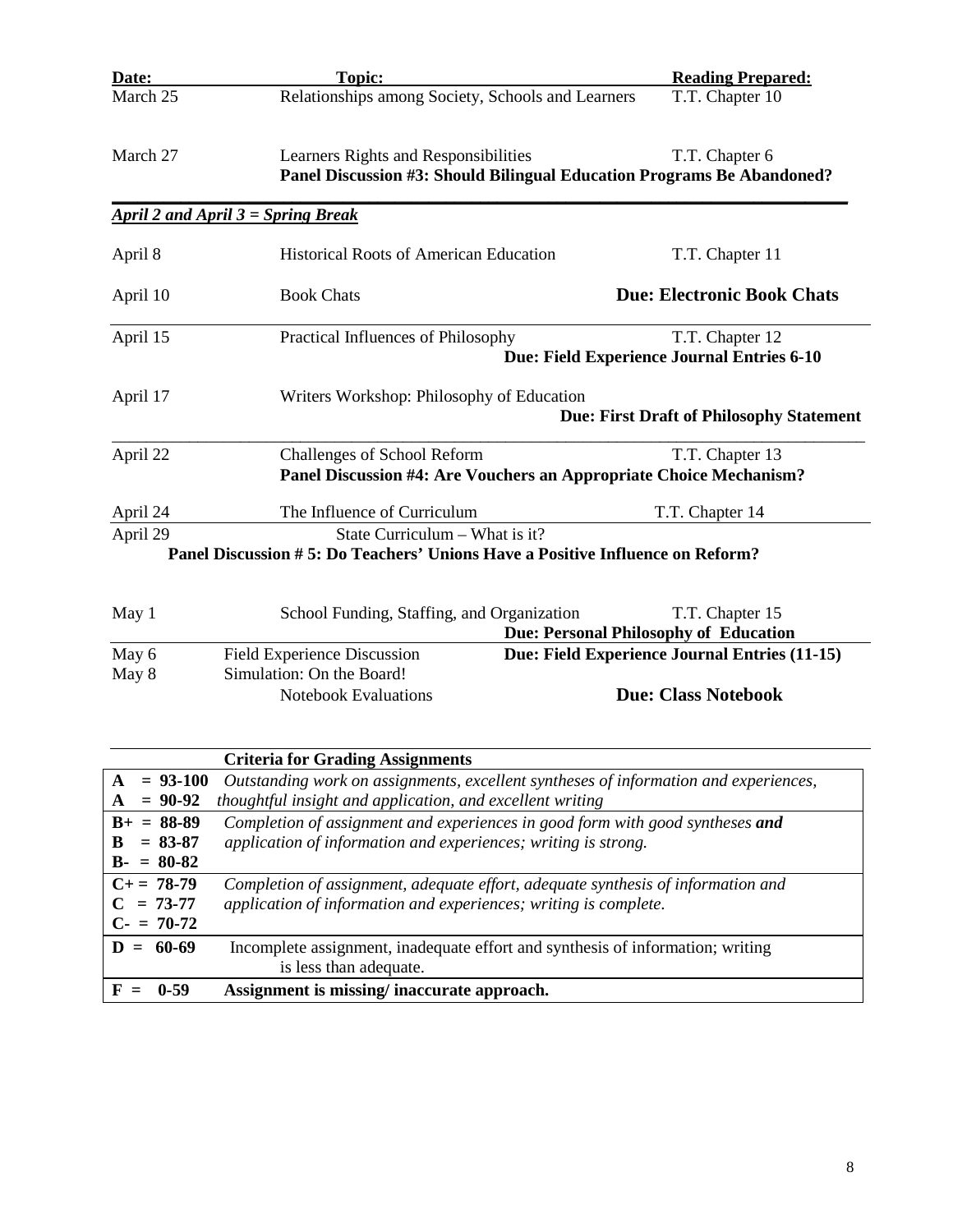| Date: | Topic: | Reading Prepared: |
|---|---|---|
| March 25 | Relationships among Society, Schools and Learners | T.T. Chapter 10 |
| March 27 | Learners Rights and Responsibilities<br>**Panel Discussion #3: Should Bilingual Education Programs Be Abandoned?** | T.T. Chapter 6 |
| ***April 2 and April 3 = Spring Break*** | | |
| April 8 | Historical Roots of American Education | T.T. Chapter 11 |
| April 10 | Book Chats | **Due: Electronic Book Chats** |
| April 15 | Practical Influences of Philosophy | T.T. Chapter 12<br>**Due: Field Experience Journal Entries 6-10** |
| April 17 | Writers Workshop: Philosophy of Education | **Due: First Draft of Philosophy Statement** |
| April 22 | Challenges of School Reform<br>**Panel Discussion #4: Are Vouchers an Appropriate Choice Mechanism?** | T.T. Chapter 13 |
| April 24 | The Influence of Curriculum | T.T. Chapter 14 |
| April 29 | State Curriculum – What is it?<br>**Panel Discussion # 5: Do Teachers' Unions Have a Positive Influence on Reform?** | |
| May 1 | School Funding, Staffing, and Organization | T.T. Chapter 15<br>**Due: Personal Philosophy of Education** |
| May 6 | Field Experience Discussion | **Due: Field Experience Journal Entries (11-15)** |
| May 8 | Simulation: On the Board!<br>Notebook Evaluations | **Due: Class Notebook** |

| | **Criteria for Grading Assignments** |
|---|---|
| **A = 93-100**<br>**A = 90-92** | *Outstanding work on assignments, excellent syntheses of information and experiences, thoughtful insight and application, and excellent writing* |
| **B+ = 88-89**<br>**B = 83-87**<br>**B- = 80-82** | *Completion of assignment and experiences in good form with good syntheses **and** application of information and experiences; writing is strong.* |
| **C+ = 78-79**<br>**C = 73-77**<br>**C- = 70-72** | *Completion of assignment, adequate effort, adequate synthesis of information and application of information and experiences; writing is complete.* |
| **D = 60-69** | Incomplete assignment, inadequate effort and synthesis of information; writing is less than adequate. |
| **F = 0-59** | **Assignment is missing/ inaccurate approach.** |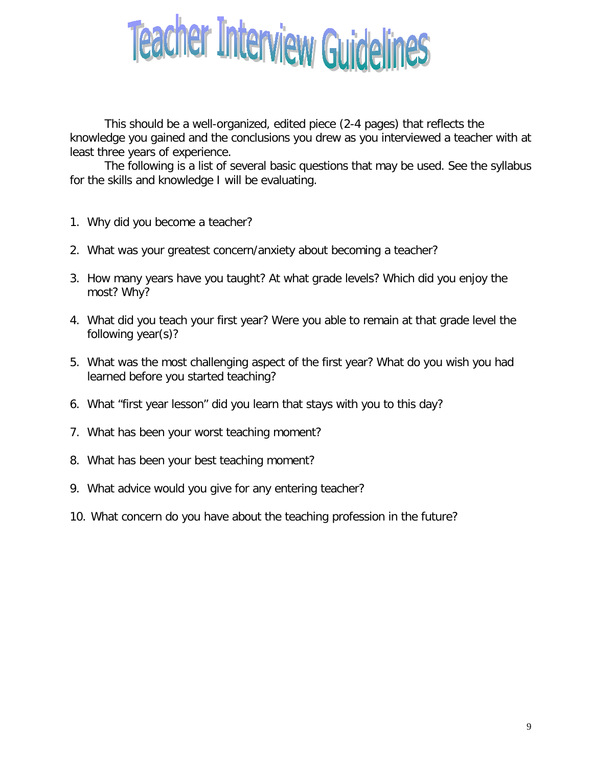# Teacher Interview Guidelines

This should be a well-organized, edited piece (2-4 pages) that reflects the knowledge you gained and the conclusions you drew as you interviewed a teacher with at least three years of experience.

The following is a list of several basic questions that may be used. See the syllabus for the skills and knowledge I will be evaluating.

1. Why did you become a teacher?
2. What was your greatest concern/anxiety about becoming a teacher?
3. How many years have you taught? At what grade levels? Which did you enjoy the most? Why?
4. What did you teach your first year? Were you able to remain at that grade level the following year(s)?
5. What was the most challenging aspect of the first year? What do you wish you had learned before you started teaching?
6. What "first year lesson" did you learn that stays with you to this day?
7. What has been your worst teaching moment?
8. What has been your best teaching moment?
9. What advice would you give for any entering teacher?
10. What concern do you have about the teaching profession in the future?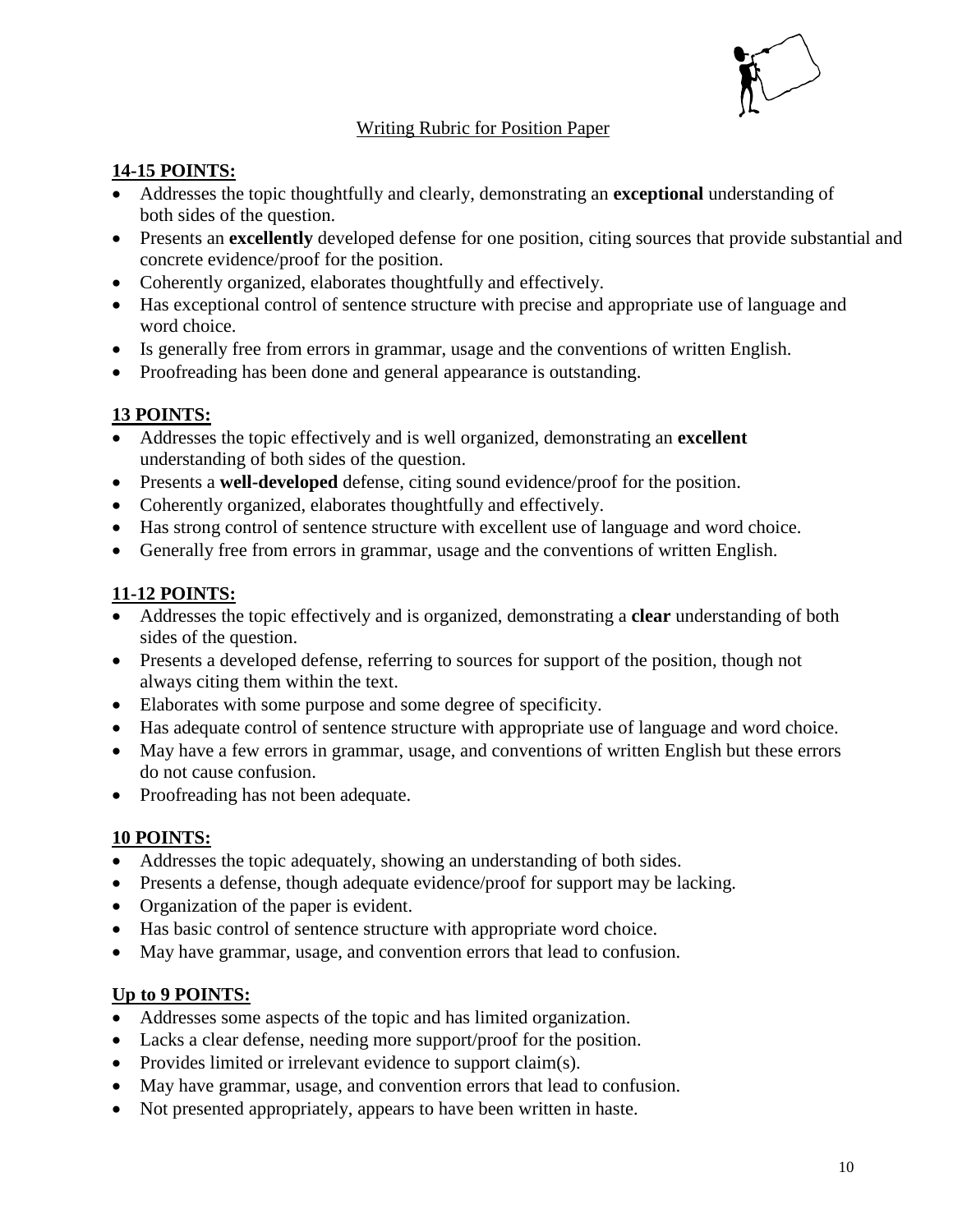# Writing Rubric for Position Paper

**14-15 POINTS:**

- Addresses the topic thoughtfully and clearly, demonstrating an **exceptional** understanding of both sides of the question.
- Presents an **excellently** developed defense for one position, citing sources that provide substantial and concrete evidence/proof for the position.
- Coherently organized, elaborates thoughtfully and effectively.
- Has exceptional control of sentence structure with precise and appropriate use of language and word choice.
- Is generally free from errors in grammar, usage and the conventions of written English.
- Proofreading has been done and general appearance is outstanding.

**13 POINTS:**

- Addresses the topic effectively and is well organized, demonstrating an **excellent** understanding of both sides of the question.
- Presents a **well-developed** defense, citing sound evidence/proof for the position.
- Coherently organized, elaborates thoughtfully and effectively.
- Has strong control of sentence structure with excellent use of language and word choice.
- Generally free from errors in grammar, usage and the conventions of written English.

**11-12 POINTS:**

- Addresses the topic effectively and is organized, demonstrating a **clear** understanding of both sides of the question.
- Presents a developed defense, referring to sources for support of the position, though not always citing them within the text.
- Elaborates with some purpose and some degree of specificity.
- Has adequate control of sentence structure with appropriate use of language and word choice.
- May have a few errors in grammar, usage, and conventions of written English but these errors do not cause confusion.
- Proofreading has not been adequate.

**10 POINTS:**

- Addresses the topic adequately, showing an understanding of both sides.
- Presents a defense, though adequate evidence/proof for support may be lacking.
- Organization of the paper is evident.
- Has basic control of sentence structure with appropriate word choice.
- May have grammar, usage, and convention errors that lead to confusion.

**Up to 9 POINTS:**

- Addresses some aspects of the topic and has limited organization.
- Lacks a clear defense, needing more support/proof for the position.
- Provides limited or irrelevant evidence to support claim(s).
- May have grammar, usage, and convention errors that lead to confusion.
- Not presented appropriately, appears to have been written in haste.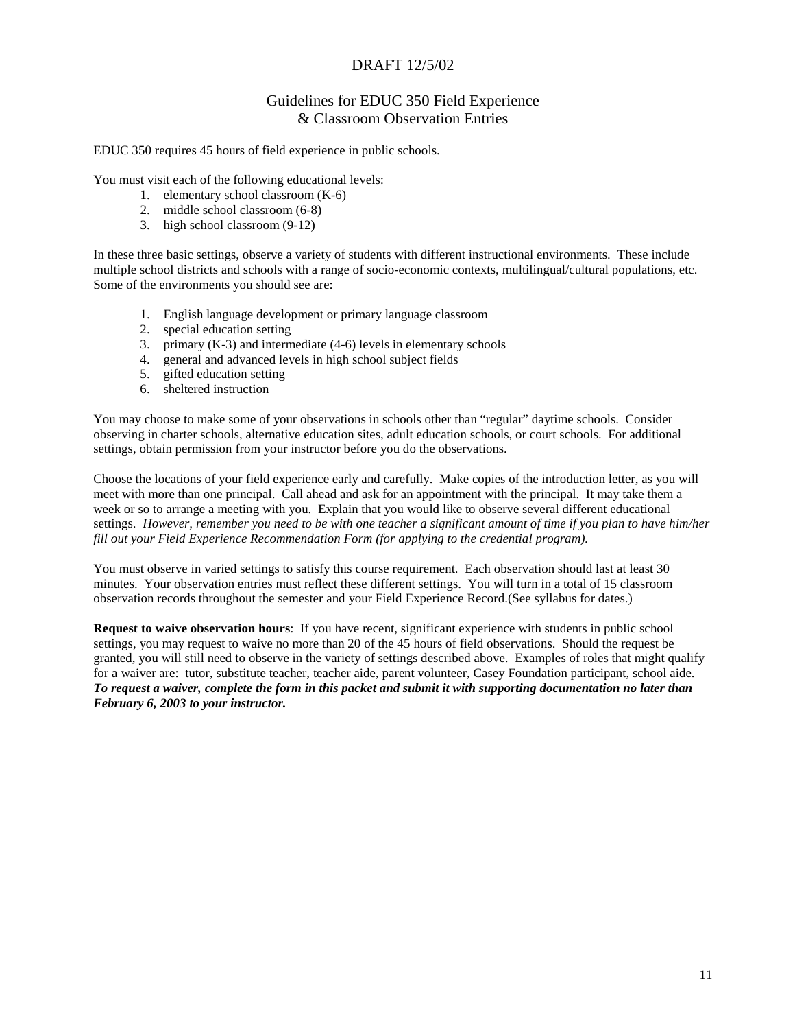DRAFT 12/5/02

# Guidelines for EDUC 350 Field Experience & Classroom Observation Entries

EDUC 350 requires 45 hours of field experience in public schools.

You must visit each of the following educational levels:

1. elementary school classroom (K-6)
2. middle school classroom (6-8)
3. high school classroom (9-12)

In these three basic settings, observe a variety of students with different instructional environments. These include multiple school districts and schools with a range of socio-economic contexts, multilingual/cultural populations, etc. Some of the environments you should see are:

1. English language development or primary language classroom
2. special education setting
3. primary (K-3) and intermediate (4-6) levels in elementary schools
4. general and advanced levels in high school subject fields
5. gifted education setting
6. sheltered instruction

You may choose to make some of your observations in schools other than "regular" daytime schools. Consider observing in charter schools, alternative education sites, adult education schools, or court schools. For additional settings, obtain permission from your instructor before you do the observations.

Choose the locations of your field experience early and carefully. Make copies of the introduction letter, as you will meet with more than one principal. Call ahead and ask for an appointment with the principal. It may take them a week or so to arrange a meeting with you. Explain that you would like to observe several different educational settings. *However, remember you need to be with one teacher a significant amount of time if you plan to have him/her fill out your Field Experience Recommendation Form (for applying to the credential program).*

You must observe in varied settings to satisfy this course requirement. Each observation should last at least 30 minutes. Your observation entries must reflect these different settings. You will turn in a total of 15 classroom observation records throughout the semester and your Field Experience Record.(See syllabus for dates.)

**Request to waive observation hours**: If you have recent, significant experience with students in public school settings, you may request to waive no more than 20 of the 45 hours of field observations. Should the request be granted, you will still need to observe in the variety of settings described above. Examples of roles that might qualify for a waiver are: tutor, substitute teacher, teacher aide, parent volunteer, Casey Foundation participant, school aide. ***To request a waiver, complete the form in this packet and submit it with supporting documentation no later than February 6, 2003 to your instructor.***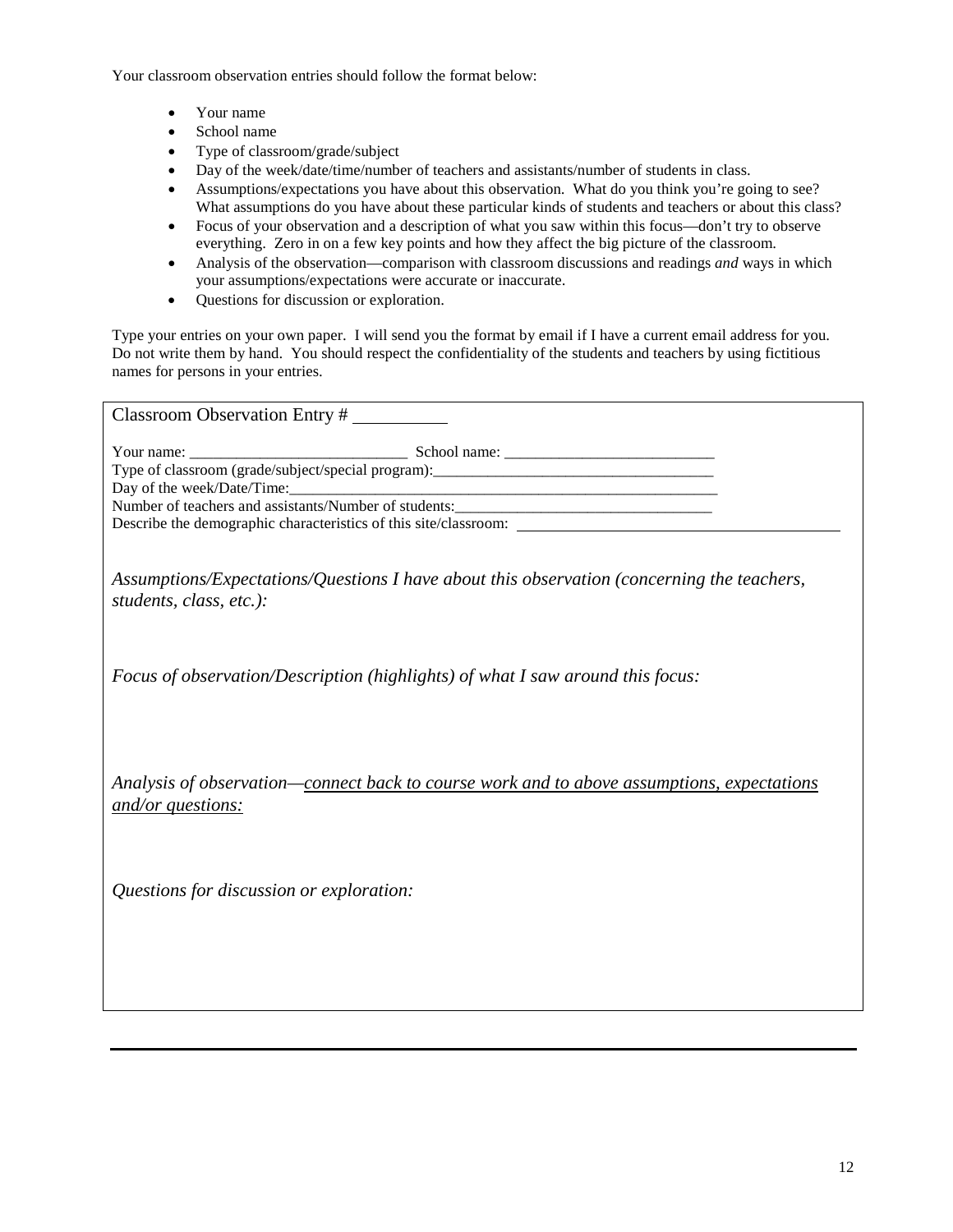Your classroom observation entries should follow the format below:

- Your name
- School name
- Type of classroom/grade/subject
- Day of the week/date/time/number of teachers and assistants/number of students in class.
- Assumptions/expectations you have about this observation. What do you think you're going to see? What assumptions do you have about these particular kinds of students and teachers or about this class?
- Focus of your observation and a description of what you saw within this focus—don't try to observe everything. Zero in on a few key points and how they affect the big picture of the classroom.
- Analysis of the observation—comparison with classroom discussions and readings *and* ways in which your assumptions/expectations were accurate or inaccurate.
- Questions for discussion or exploration.

Type your entries on your own paper. I will send you the format by email if I have a current email address for you. Do not write them by hand. You should respect the confidentiality of the students and teachers by using fictitious names for persons in your entries.

Classroom Observation Entry # __________

Your name: ___________________________ School name: ___________________________
Type of classroom (grade/subject/special program):____________________________________
Day of the week/Date/Time:_________________________________________________________
Number of teachers and assistants/Number of students:________________________________
Describe the demographic characteristics of this site/classroom: ________________________________________

*Assumptions/Expectations/Questions I have about this observation (concerning the teachers, students, class, etc.):*

*Focus of observation/Description (highlights) of what I saw around this focus:*

*Analysis of observation—<u>connect back to course work and to above assumptions, expectations and/or questions:</u>*

*Questions for discussion or exploration:*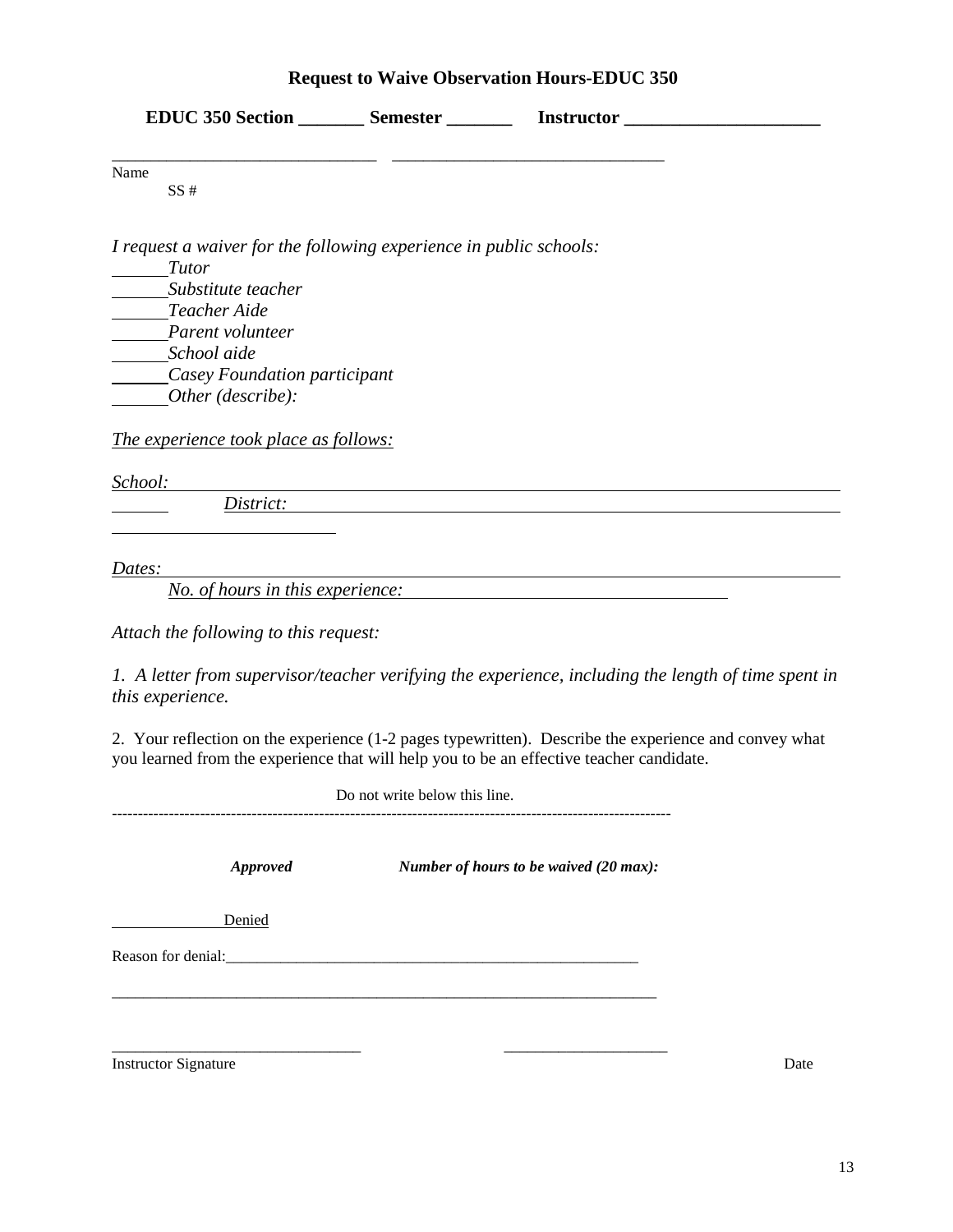# Request to Waive Observation Hours-EDUC 350

**EDUC 350 Section _______ Semester _______ Instructor ____________________**

_______________________________ _______________________________

Name

SS #

*I request a waiver for the following experience in public schools:*

______*Tutor*

______*Substitute teacher*

______*Teacher Aide*

______*Parent volunteer*

______*School aide*

______*Casey Foundation participant*

______*Other (describe):*

*The experience took place as follows:*

*School:* ____________________________________________________________

______ *District:* ____________________________________________________

________________________

*Dates:* ____________________________________________________________

*No. of hours in this experience:* ___________________________________

*Attach the following to this request:*

*1. A letter from supervisor/teacher verifying the experience, including the length of time spent in this experience.*

2. Your reflection on the experience (1-2 pages typewritten). Describe the experience and convey what you learned from the experience that will help you to be an effective teacher candidate.

Do not write below this line.

---

***Approved*** ***Number of hours to be waived (20 max):***

_____________ Denied

Reason for denial:_______________________________________________________

_______________________________________________________________________

_______________________________ ____________________

Instructor Signature Date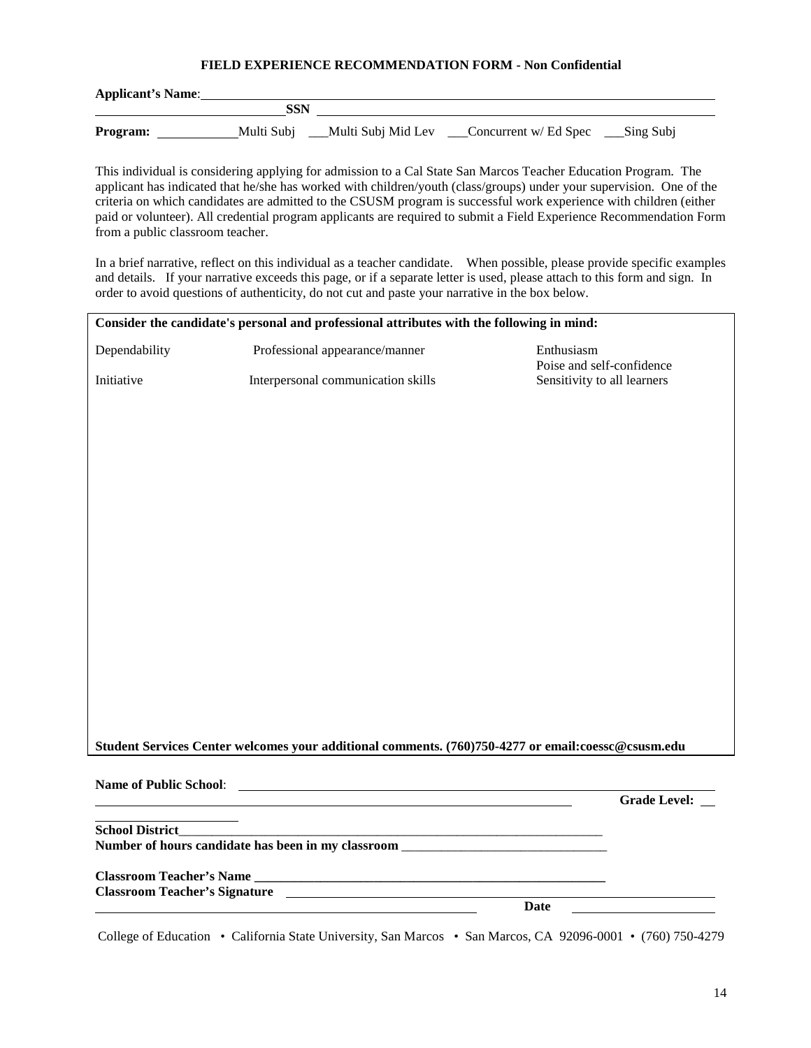**FIELD EXPERIENCE RECOMMENDATION FORM - Non Confidential**

**Applicant's Name**: ______________________________________________

______________________ **SSN** ______________________________________

**Program:** ________Multi Subj ___Multi Subj Mid Lev ___Concurrent w/ Ed Spec ___Sing Subj

This individual is considering applying for admission to a Cal State San Marcos Teacher Education Program. The applicant has indicated that he/she has worked with children/youth (class/groups) under your supervision. One of the criteria on which candidates are admitted to the CSUSM program is successful work experience with children (either paid or volunteer). All credential program applicants are required to submit a Field Experience Recommendation Form from a public classroom teacher.

In a brief narrative, reflect on this individual as a teacher candidate. When possible, please provide specific examples and details. If your narrative exceeds this page, or if a separate letter is used, please attach to this form and sign. In order to avoid questions of authenticity, do not cut and paste your narrative in the box below.

**Consider the candidate's personal and professional attributes with the following in mind:**

| | | |
|---|---|---|
| Dependability | Professional appearance/manner | Enthusiasm<br>Poise and self-confidence |
| Initiative | Interpersonal communication skills | Sensitivity to all learners |

**Student Services Center welcomes your additional comments. (760)750-4277 or email:coessc@csusm.edu**

**Name of Public School**: ______________________________________________

______________________________________________ **Grade Level:** ___

**School District**______________________________________________

**Number of hours candidate has been in my classroom** ______________________

**Classroom Teacher's Name** ______________________________________________

**Classroom Teacher's Signature** ______________________________________________

______________________________________________ **Date** ______________

College of Education • California State University, San Marcos • San Marcos, CA 92096-0001 • (760) 750-4279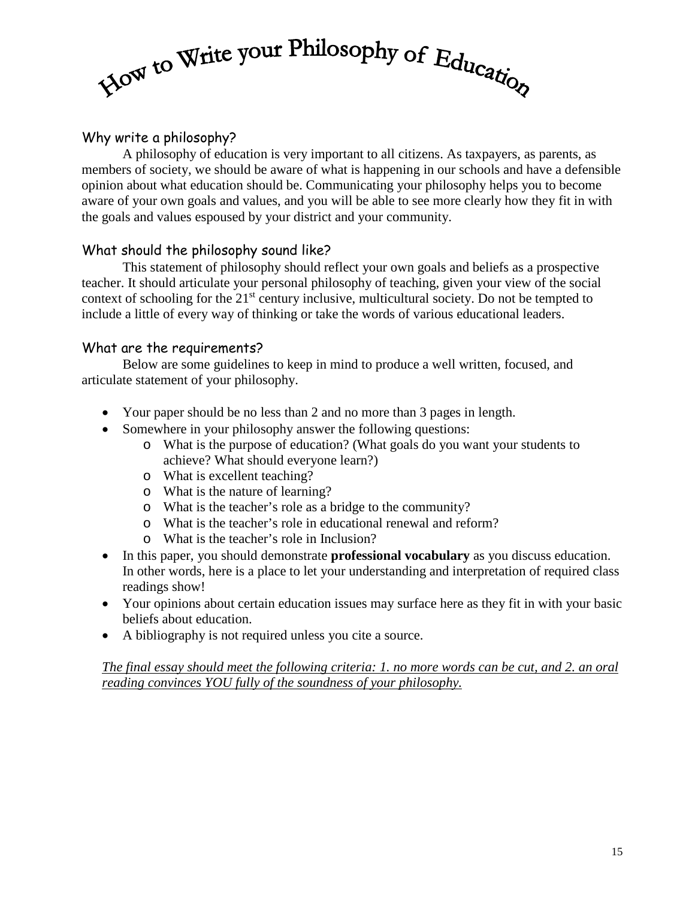# How to Write your Philosophy of Education

## Why write a philosophy?

A philosophy of education is very important to all citizens. As taxpayers, as parents, as members of society, we should be aware of what is happening in our schools and have a defensible opinion about what education should be. Communicating your philosophy helps you to become aware of your own goals and values, and you will be able to see more clearly how they fit in with the goals and values espoused by your district and your community.

## What should the philosophy sound like?

This statement of philosophy should reflect your own goals and beliefs as a prospective teacher. It should articulate your personal philosophy of teaching, given your view of the social context of schooling for the 21st century inclusive, multicultural society. Do not be tempted to include a little of every way of thinking or take the words of various educational leaders.

## What are the requirements?

Below are some guidelines to keep in mind to produce a well written, focused, and articulate statement of your philosophy.

- Your paper should be no less than 2 and no more than 3 pages in length.
- Somewhere in your philosophy answer the following questions:
  - What is the purpose of education? (What goals do you want your students to achieve? What should everyone learn?)
  - What is excellent teaching?
  - What is the nature of learning?
  - What is the teacher's role as a bridge to the community?
  - What is the teacher's role in educational renewal and reform?
  - What is the teacher's role in Inclusion?
- In this paper, you should demonstrate **professional vocabulary** as you discuss education. In other words, here is a place to let your understanding and interpretation of required class readings show!
- Your opinions about certain education issues may surface here as they fit in with your basic beliefs about education.
- A bibliography is not required unless you cite a source.

*The final essay should meet the following criteria: 1. no more words can be cut, and 2. an oral reading convinces YOU fully of the soundness of your philosophy.*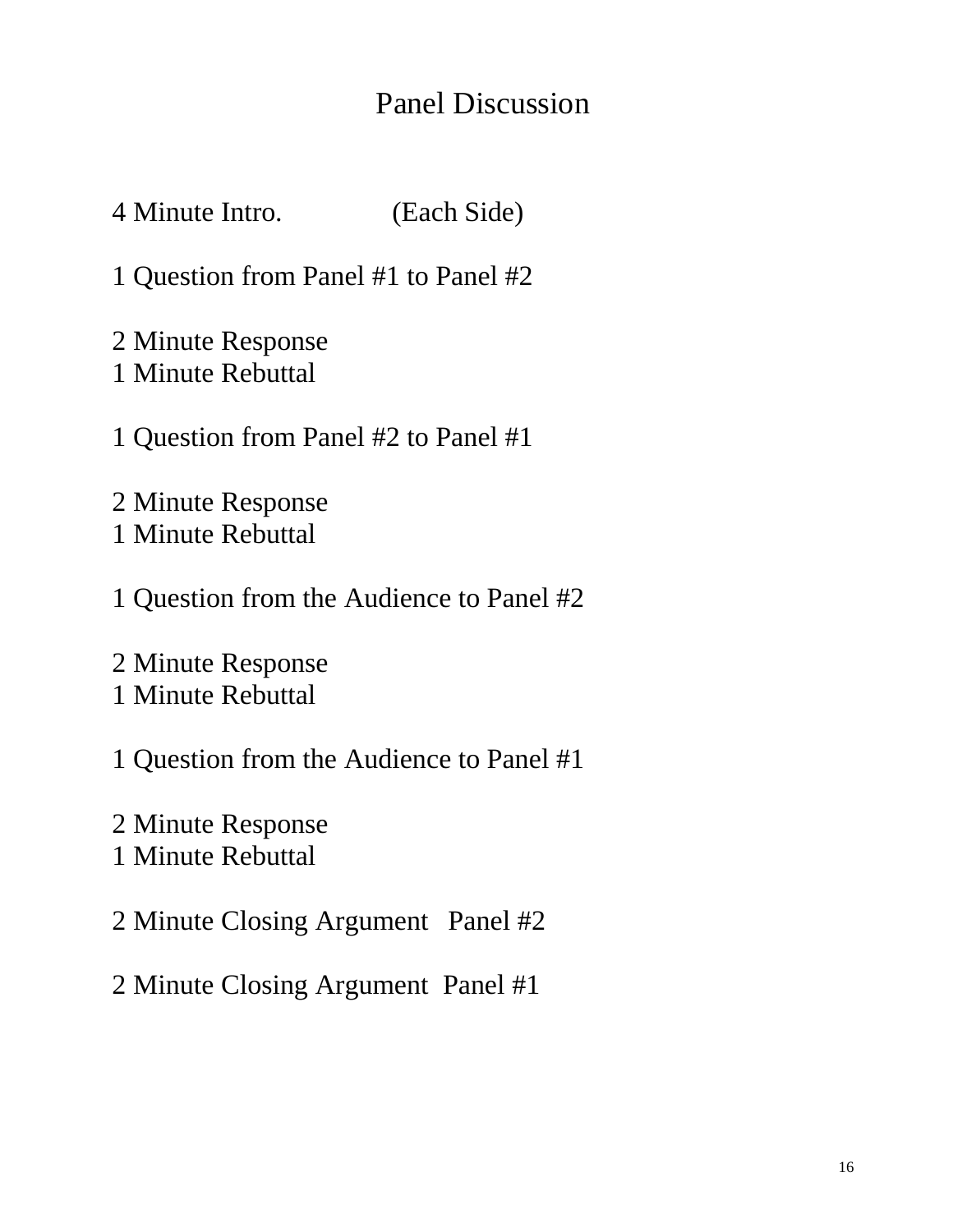# Panel Discussion

4 Minute Intro. (Each Side)

1 Question from Panel #1 to Panel #2

2 Minute Response
1 Minute Rebuttal

1 Question from Panel #2 to Panel #1

2 Minute Response
1 Minute Rebuttal

1 Question from the Audience to Panel #2

2 Minute Response
1 Minute Rebuttal

1 Question from the Audience to Panel #1

2 Minute Response
1 Minute Rebuttal

2 Minute Closing Argument Panel #2

2 Minute Closing Argument Panel #1